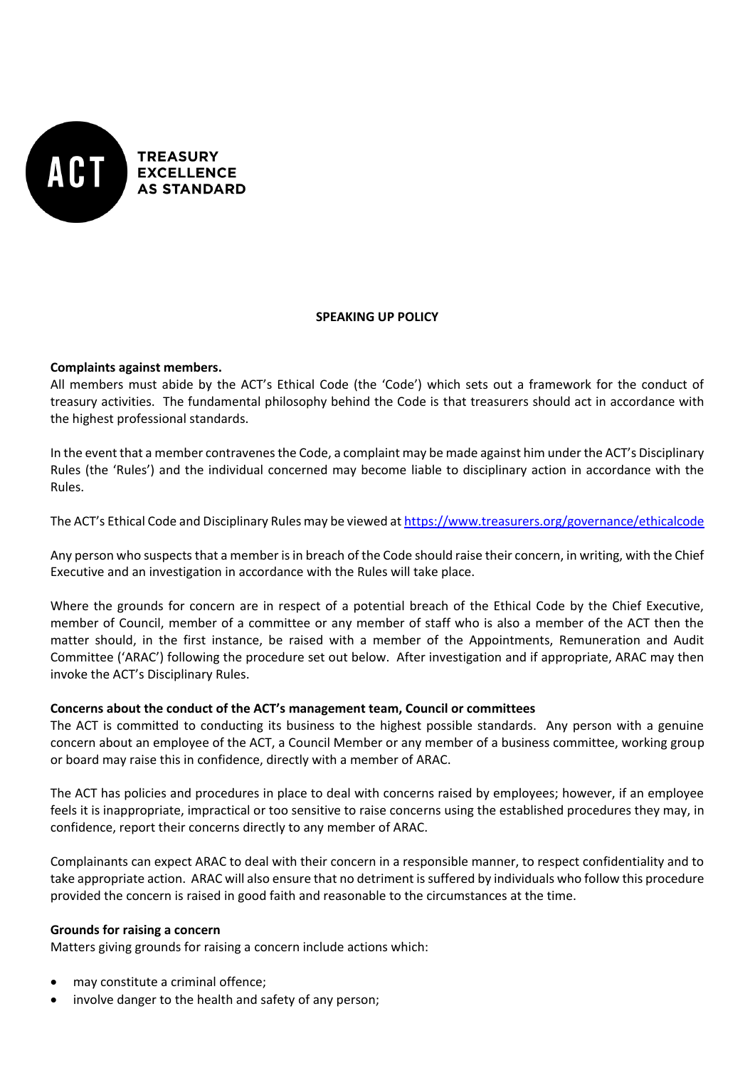ACT TREASURY EXCELLENCE AS STANDARD

# SPEAKING UP POLICY

**Complaints against members.**

All members must abide by the ACT's Ethical Code (the 'Code') which sets out a framework for the conduct of treasury activities. The fundamental philosophy behind the Code is that treasurers should act in accordance with the highest professional standards.

In the event that a member contravenes the Code, a complaint may be made against him under the ACT's Disciplinary Rules (the 'Rules') and the individual concerned may become liable to disciplinary action in accordance with the Rules.

The ACT's Ethical Code and Disciplinary Rules may be viewed at https://www.treasurers.org/governance/ethicalcode

Any person who suspects that a member is in breach of the Code should raise their concern, in writing, with the Chief Executive and an investigation in accordance with the Rules will take place.

Where the grounds for concern are in respect of a potential breach of the Ethical Code by the Chief Executive, member of Council, member of a committee or any member of staff who is also a member of the ACT then the matter should, in the first instance, be raised with a member of the Appointments, Remuneration and Audit Committee ('ARAC') following the procedure set out below. After investigation and if appropriate, ARAC may then invoke the ACT's Disciplinary Rules.

**Concerns about the conduct of the ACT's management team, Council or committees**

The ACT is committed to conducting its business to the highest possible standards. Any person with a genuine concern about an employee of the ACT, a Council Member or any member of a business committee, working group or board may raise this in confidence, directly with a member of ARAC.

The ACT has policies and procedures in place to deal with concerns raised by employees; however, if an employee feels it is inappropriate, impractical or too sensitive to raise concerns using the established procedures they may, in confidence, report their concerns directly to any member of ARAC.

Complainants can expect ARAC to deal with their concern in a responsible manner, to respect confidentiality and to take appropriate action. ARAC will also ensure that no detriment is suffered by individuals who follow this procedure provided the concern is raised in good faith and reasonable to the circumstances at the time.

**Grounds for raising a concern**

Matters giving grounds for raising a concern include actions which:

- may constitute a criminal offence;
- involve danger to the health and safety of any person;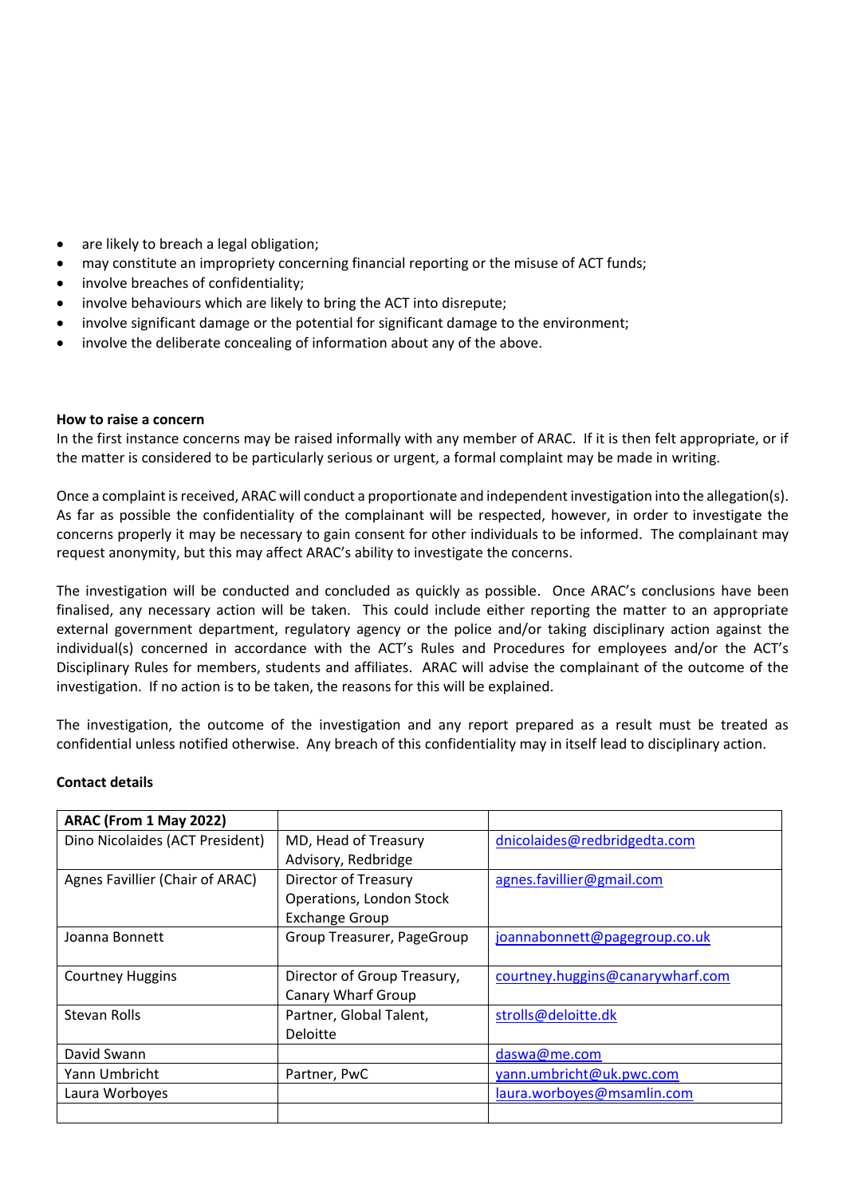- are likely to breach a legal obligation;
- may constitute an impropriety concerning financial reporting or the misuse of ACT funds;
- involve breaches of confidentiality;
- involve behaviours which are likely to bring the ACT into disrepute;
- involve significant damage or the potential for significant damage to the environment;
- involve the deliberate concealing of information about any of the above.

**How to raise a concern**

In the first instance concerns may be raised informally with any member of ARAC. If it is then felt appropriate, or if the matter is considered to be particularly serious or urgent, a formal complaint may be made in writing.

Once a complaint is received, ARAC will conduct a proportionate and independent investigation into the allegation(s). As far as possible the confidentiality of the complainant will be respected, however, in order to investigate the concerns properly it may be necessary to gain consent for other individuals to be informed. The complainant may request anonymity, but this may affect ARAC's ability to investigate the concerns.

The investigation will be conducted and concluded as quickly as possible. Once ARAC's conclusions have been finalised, any necessary action will be taken. This could include either reporting the matter to an appropriate external government department, regulatory agency or the police and/or taking disciplinary action against the individual(s) concerned in accordance with the ACT's Rules and Procedures for employees and/or the ACT's Disciplinary Rules for members, students and affiliates. ARAC will advise the complainant of the outcome of the investigation. If no action is to be taken, the reasons for this will be explained.

The investigation, the outcome of the investigation and any report prepared as a result must be treated as confidential unless notified otherwise. Any breach of this confidentiality may in itself lead to disciplinary action.

**Contact details**

| **ARAC (From 1 May 2022)** | | |
|---|---|---|
| Dino Nicolaides (ACT President) | MD, Head of Treasury Advisory, Redbridge | dnicolaides@redbridgedta.com |
| Agnes Favillier (Chair of ARAC) | Director of Treasury Operations, London Stock Exchange Group | agnes.favillier@gmail.com |
| Joanna Bonnett | Group Treasurer, PageGroup | joannabonnett@pagegroup.co.uk |
| Courtney Huggins | Director of Group Treasury, Canary Wharf Group | courtney.huggins@canarywharf.com |
| Stevan Rolls | Partner, Global Talent, Deloitte | strolls@deloitte.dk |
| David Swann | | daswa@me.com |
| Yann Umbricht | Partner, PwC | yann.umbricht@uk.pwc.com |
| Laura Worboyes | | laura.worboyes@msamlin.com |
| | | |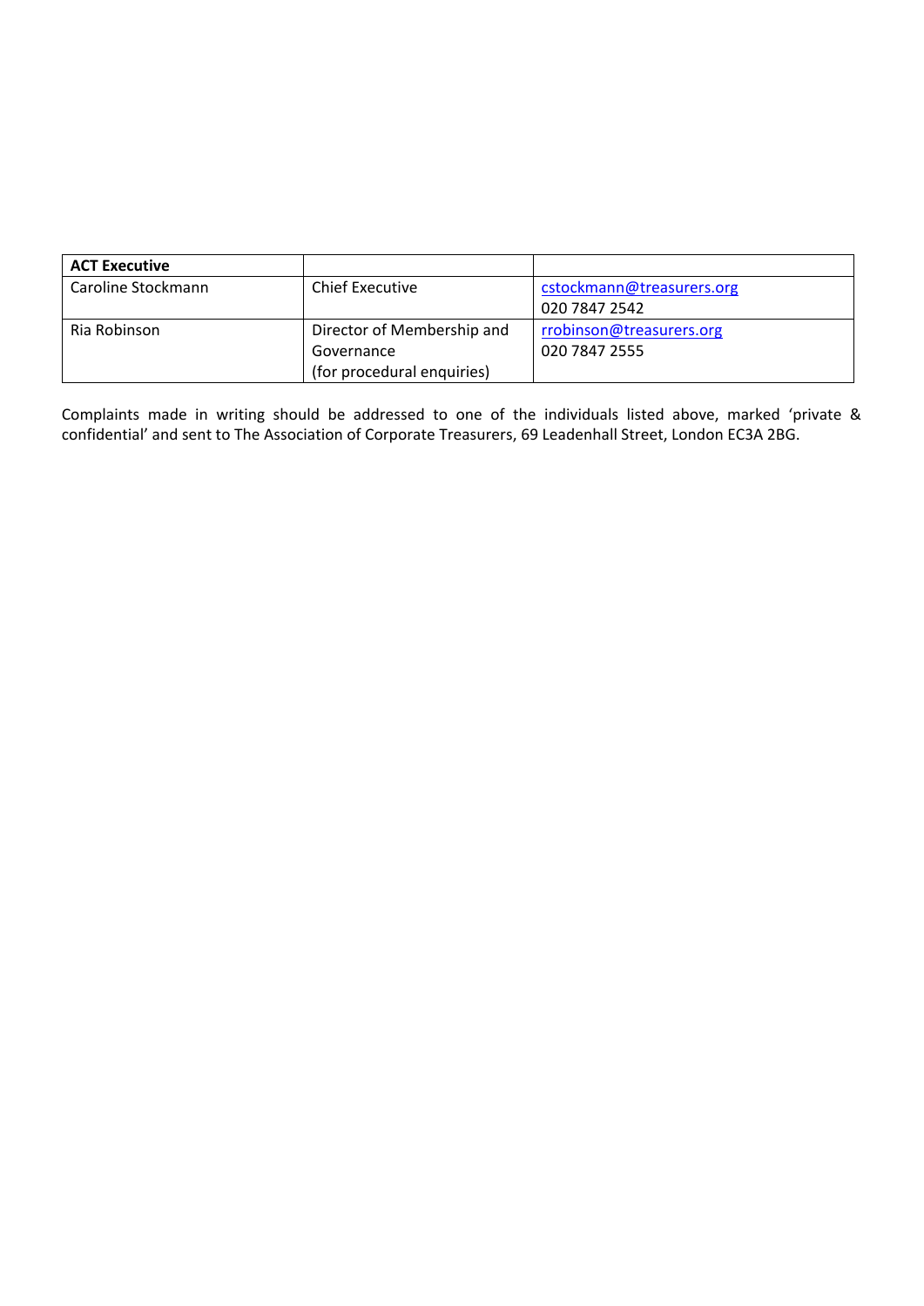| **ACT Executive** | | |
|---|---|---|
| Caroline Stockmann | Chief Executive | cstockmann@treasurers.org<br>020 7847 2542 |
| Ria Robinson | Director of Membership and Governance<br>(for procedural enquiries) | rrobinson@treasurers.org<br>020 7847 2555 |

Complaints made in writing should be addressed to one of the individuals listed above, marked 'private & confidential' and sent to The Association of Corporate Treasurers, 69 Leadenhall Street, London EC3A 2BG.